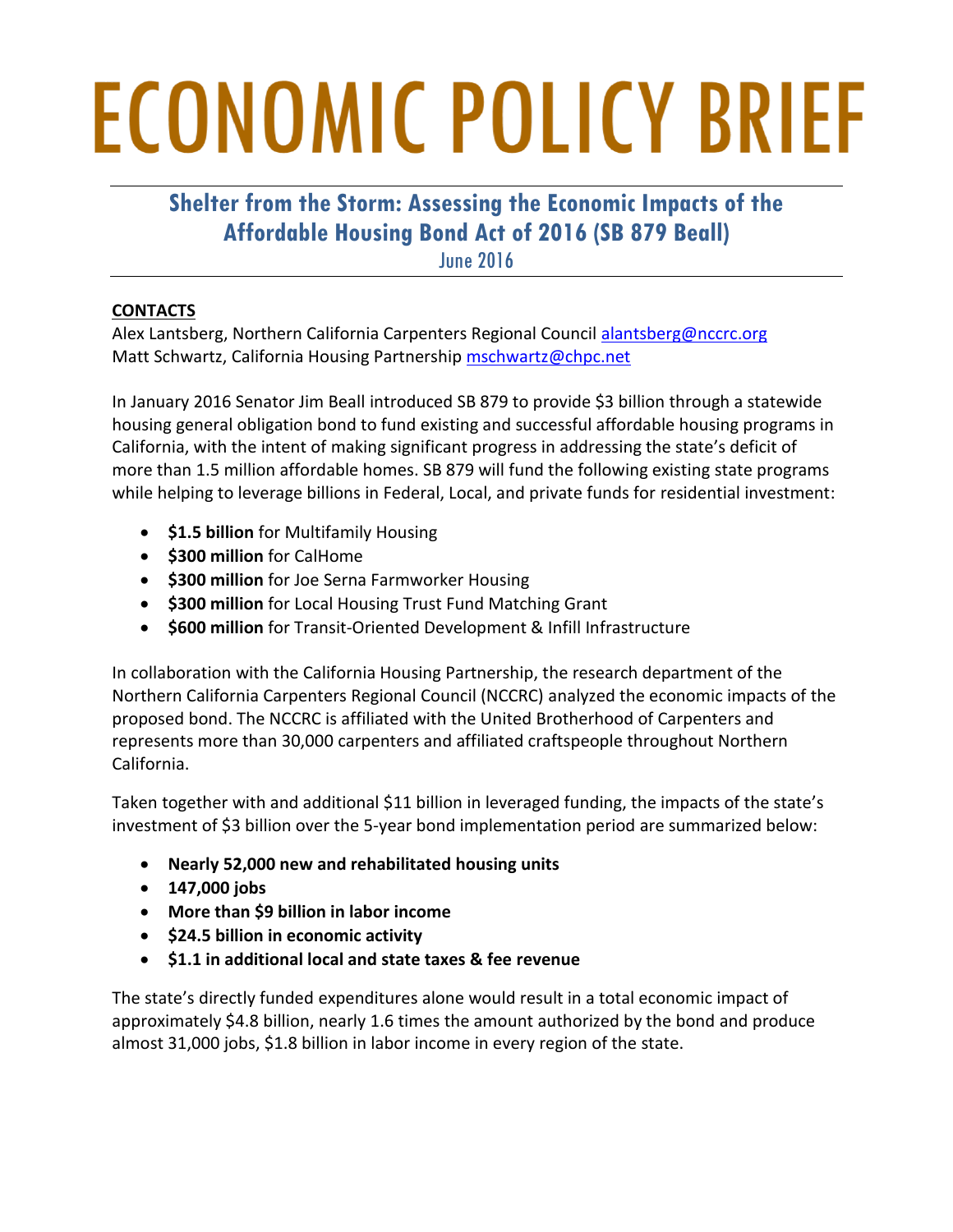# ECONOMIC POLICY BRIEF

## Shelter from the Storm: Assessing the Economic Impacts of the Affordable Housing Bond Act of 2016 (SB 879 Beall)

June 2016

**CONTACTS**

Alex Lantsberg, Northern California Carpenters Regional Council alantsberg@nccrc.org
Matt Schwartz, California Housing Partnership mschwartz@chpc.net

In January 2016 Senator Jim Beall introduced SB 879 to provide $3 billion through a statewide housing general obligation bond to fund existing and successful affordable housing programs in California, with the intent of making significant progress in addressing the state's deficit of more than 1.5 million affordable homes. SB 879 will fund the following existing state programs while helping to leverage billions in Federal, Local, and private funds for residential investment:

- **$1.5 billion** for Multifamily Housing
- **$300 million** for CalHome
- **$300 million** for Joe Serna Farmworker Housing
- **$300 million** for Local Housing Trust Fund Matching Grant
- **$600 million** for Transit-Oriented Development & Infill Infrastructure

In collaboration with the California Housing Partnership, the research department of the Northern California Carpenters Regional Council (NCCRC) analyzed the economic impacts of the proposed bond. The NCCRC is affiliated with the United Brotherhood of Carpenters and represents more than 30,000 carpenters and affiliated craftspeople throughout Northern California.

Taken together with and additional $11 billion in leveraged funding, the impacts of the state's investment of $3 billion over the 5-year bond implementation period are summarized below:

- **Nearly 52,000 new and rehabilitated housing units**
- **147,000 jobs**
- **More than $9 billion in labor income**
- **$24.5 billion in economic activity**
- **$1.1 in additional local and state taxes & fee revenue**

The state's directly funded expenditures alone would result in a total economic impact of approximately $4.8 billion, nearly 1.6 times the amount authorized by the bond and produce almost 31,000 jobs, $1.8 billion in labor income in every region of the state.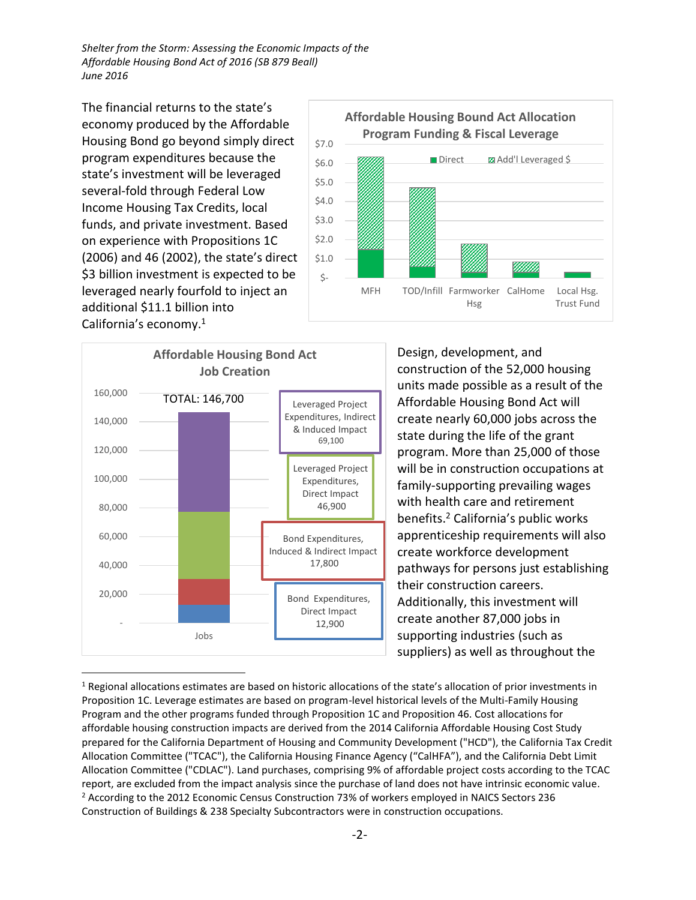*Shelter from the Storm: Assessing the Economic Impacts of the Affordable Housing Bond Act of 2016 (SB 879 Beall)*
*June 2016*

The financial returns to the state's economy produced by the Affordable Housing Bond go beyond simply direct program expenditures because the state's investment will be leveraged several-fold through Federal Low Income Housing Tax Credits, local funds, and private investment. Based on experience with Propositions 1C (2006) and 46 (2002), the state's direct $3 billion investment is expected to be leveraged nearly fourfold to inject an additional $11.1 billion into California's economy.[1]

Affordable Housing Bound Act Allocation Program Funding & Fiscal Leverage

$7.0
$6.0
$5.0
$4.0
$3.0
$2.0
$1.0
$-

Direct
Add'l Leveraged $

MFH
TOD/Infill
Farmworker Hsg
CalHome
Local Hsg. Trust Fund

Affordable Housing Bond Act Job Creation

160,000
140,000
120,000
100,000
80,000
60,000
40,000
20,000
-

TOTAL: 146,700

Jobs

Leveraged Project Expenditures, Indirect & Induced Impact 69,100

Leveraged Project Expenditures, Direct Impact 46,900

Bond Expenditures, Induced & Indirect Impact 17,800

Bond Expenditures, Direct Impact 12,900

Design, development, and construction of the 52,000 housing units made possible as a result of the Affordable Housing Bond Act will create nearly 60,000 jobs across the state during the life of the grant program. More than 25,000 of those will be in construction occupations at family-supporting prevailing wages with health care and retirement benefits.[2] California's public works apprenticeship requirements will also create workforce development pathways for persons just establishing their construction careers. Additionally, this investment will create another 87,000 jobs in supporting industries (such as suppliers) as well as throughout the

---

[1] Regional allocations estimates are based on historic allocations of the state's allocation of prior investments in Proposition 1C. Leverage estimates are based on program-level historical levels of the Multi-Family Housing Program and the other programs funded through Proposition 1C and Proposition 46. Cost allocations for affordable housing construction impacts are derived from the 2014 California Affordable Housing Cost Study prepared for the California Department of Housing and Community Development ("HCD"), the California Tax Credit Allocation Committee ("TCAC"), the California Housing Finance Agency ("CalHFA"), and the California Debt Limit Allocation Committee ("CDLAC"). Land purchases, comprising 9% of affordable project costs according to the TCAC report, are excluded from the impact analysis since the purchase of land does not have intrinsic economic value.

[2] According to the 2012 Economic Census Construction 73% of workers employed in NAICS Sectors 236 Construction of Buildings & 238 Specialty Subcontractors were in construction occupations.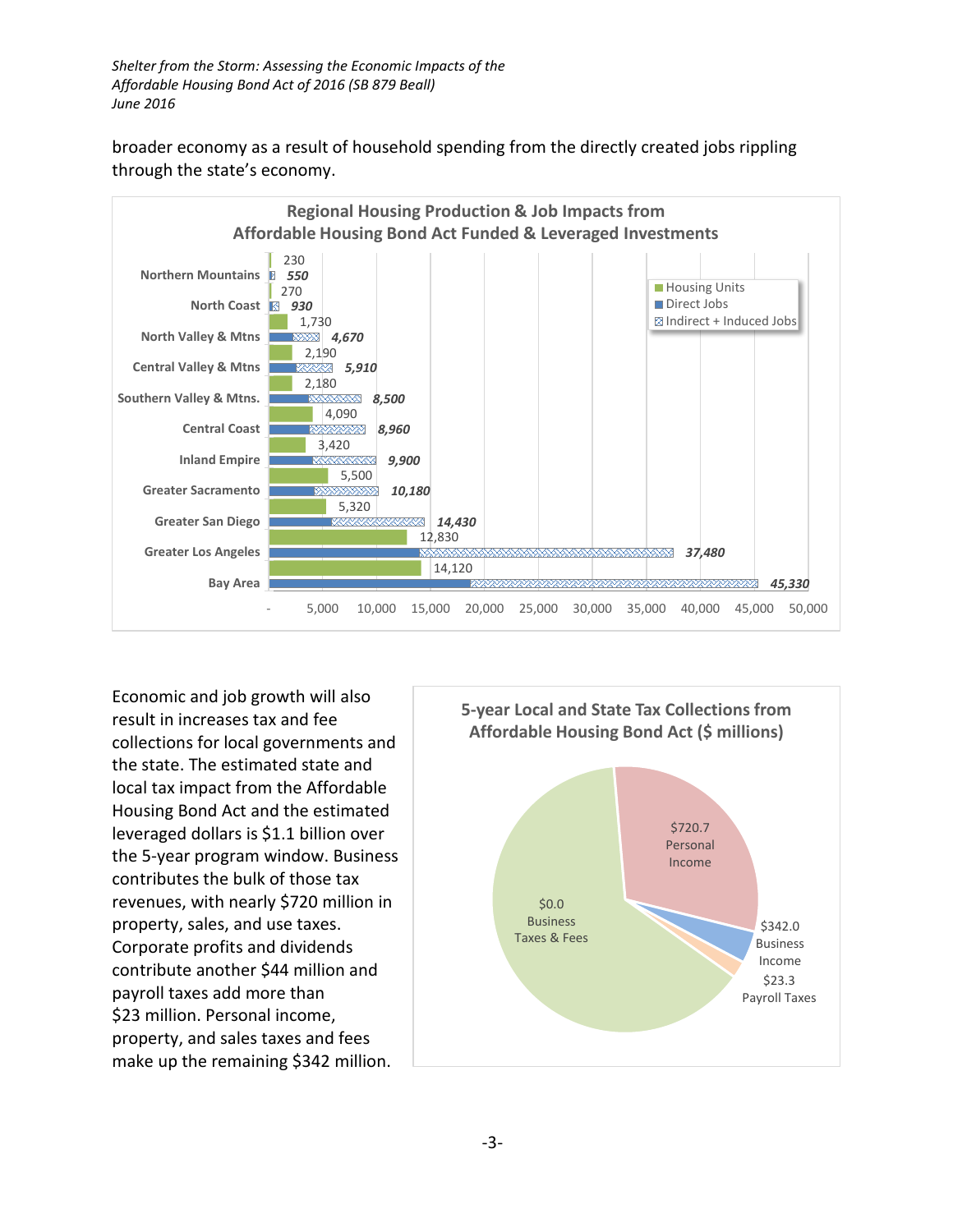broader economy as a result of household spending from the directly created jobs rippling through the state's economy.

**Regional Housing Production & Job Impacts from Affordable Housing Bond Act Funded & Leveraged Investments**

Housing Units
Direct Jobs
Indirect + Induced Jobs

Northern Mountains: 230; 550
North Coast: 270; 930
North Valley & Mtns: 1,730; 4,670
Central Valley & Mtns: 2,190; 5,910
Southern Valley & Mtns.: 2,180; 8,500
Central Coast: 4,090; 8,960
Inland Empire: 3,420; 9,900
Greater Sacramento: 5,500; 10,180
Greater San Diego: 5,320; 14,430
Greater Los Angeles: 12,830; 37,480
Bay Area: 14,120; 45,330

- 5,000 10,000 15,000 20,000 25,000 30,000 35,000 40,000 45,000 50,000

Economic and job growth will also result in increases tax and fee collections for local governments and the state. The estimated state and local tax impact from the Affordable Housing Bond Act and the estimated leveraged dollars is $1.1 billion over the 5-year program window. Business contributes the bulk of those tax revenues, with nearly $720 million in property, sales, and use taxes. Corporate profits and dividends contribute another $44 million and payroll taxes add more than $23 million. Personal income, property, and sales taxes and fees make up the remaining $342 million.

**5-year Local and State Tax Collections from Affordable Housing Bond Act ($ millions)**

$720.7 Personal Income
$342.0 Business Income
$23.3 Payroll Taxes
$0.0 Business Taxes & Fees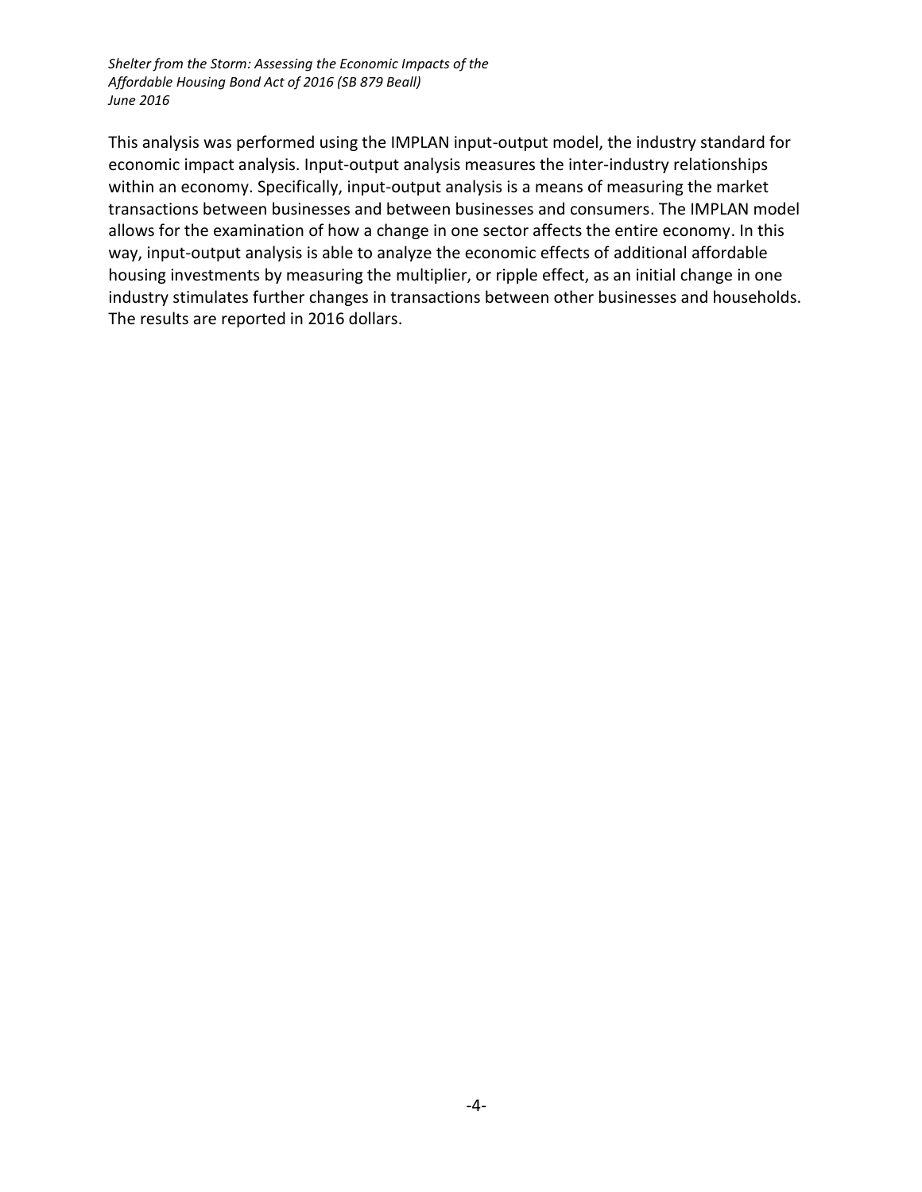This analysis was performed using the IMPLAN input-output model, the industry standard for economic impact analysis. Input-output analysis measures the inter-industry relationships within an economy. Specifically, input-output analysis is a means of measuring the market transactions between businesses and between businesses and consumers. The IMPLAN model allows for the examination of how a change in one sector affects the entire economy. In this way, input-output analysis is able to analyze the economic effects of additional affordable housing investments by measuring the multiplier, or ripple effect, as an initial change in one industry stimulates further changes in transactions between other businesses and households. The results are reported in 2016 dollars.